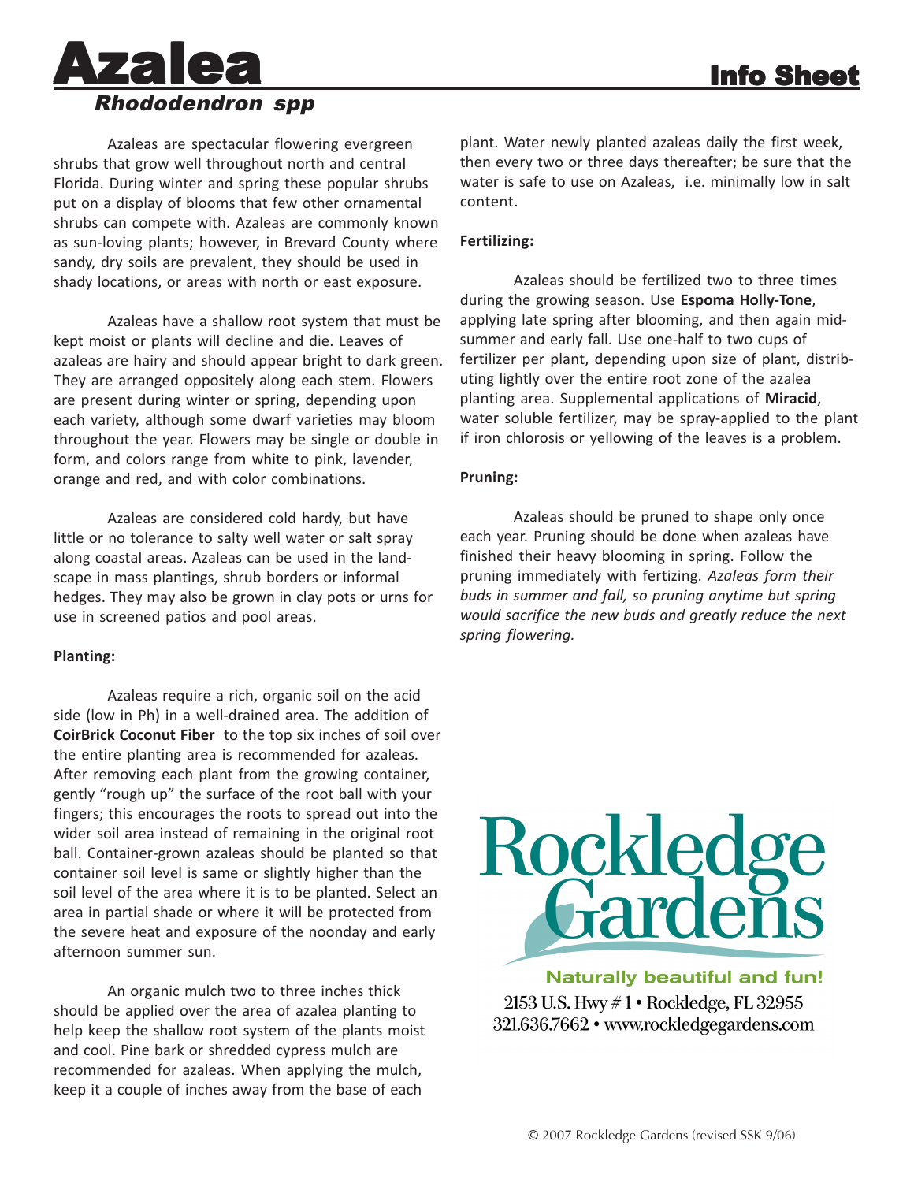# Azalea

## *Rhododendron spp*

**Info Sheet**

Azaleas are spectacular flowering evergreen shrubs that grow well throughout north and central Florida. During winter and spring these popular shrubs put on a display of blooms that few other ornamental shrubs can compete with. Azaleas are commonly known as sun-loving plants; however, in Brevard County where sandy, dry soils are prevalent, they should be used in shady locations, or areas with north or east exposure.

Azaleas have a shallow root system that must be kept moist or plants will decline and die. Leaves of azaleas are hairy and should appear bright to dark green. They are arranged oppositely along each stem. Flowers are present during winter or spring, depending upon each variety, although some dwarf varieties may bloom throughout the year. Flowers may be single or double in form, and colors range from white to pink, lavender, orange and red, and with color combinations.

Azaleas are considered cold hardy, but have little or no tolerance to salty well water or salt spray along coastal areas. Azaleas can be used in the landscape in mass plantings, shrub borders or informal hedges. They may also be grown in clay pots or urns for use in screened patios and pool areas.

**Planting:**

Azaleas require a rich, organic soil on the acid side (low in Ph) in a well-drained area. The addition of **CoirBrick Coconut Fiber** to the top six inches of soil over the entire planting area is recommended for azaleas. After removing each plant from the growing container, gently "rough up" the surface of the root ball with your fingers; this encourages the roots to spread out into the wider soil area instead of remaining in the original root ball. Container-grown azaleas should be planted so that container soil level is same or slightly higher than the soil level of the area where it is to be planted. Select an area in partial shade or where it will be protected from the severe heat and exposure of the noonday and early afternoon summer sun.

An organic mulch two to three inches thick should be applied over the area of azalea planting to help keep the shallow root system of the plants moist and cool. Pine bark or shredded cypress mulch are recommended for azaleas. When applying the mulch, keep it a couple of inches away from the base of each plant. Water newly planted azaleas daily the first week, then every two or three days thereafter; be sure that the water is safe to use on Azaleas, i.e. minimally low in salt content.

**Fertilizing:**

Azaleas should be fertilized two to three times during the growing season. Use **Espoma Holly-Tone**, applying late spring after blooming, and then again mid-summer and early fall. Use one-half to two cups of fertilizer per plant, depending upon size of plant, distributing lightly over the entire root zone of the azalea planting area. Supplemental applications of **Miracid**, water soluble fertilizer, may be spray-applied to the plant if iron chlorosis or yellowing of the leaves is a problem.

**Pruning:**

Azaleas should be pruned to shape only once each year. Pruning should be done when azaleas have finished their heavy blooming in spring. Follow the pruning immediately with fertizing. *Azaleas form their buds in summer and fall, so pruning anytime but spring would sacrifice the new buds and greatly reduce the next spring flowering.*

Rockledge Gardens

**Naturally beautiful and fun!**

2153 U.S. Hwy # 1 • Rockledge, FL 32955
321.636.7662 • www.rockledgegardens.com

© 2007 Rockledge Gardens (revised SSK 9/06)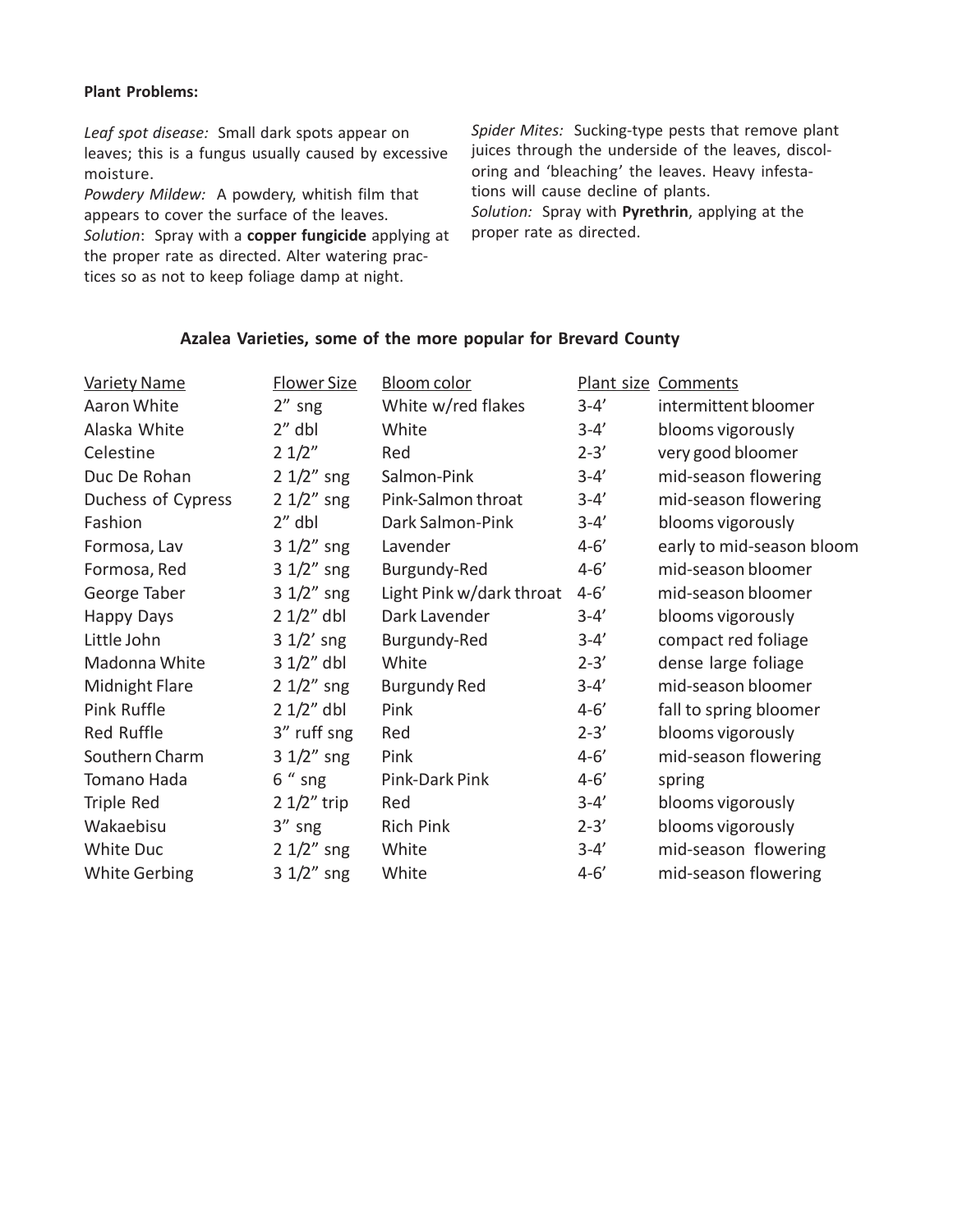**Plant Problems:**

*Leaf spot disease:* Small dark spots appear on leaves; this is a fungus usually caused by excessive moisture.

*Powdery Mildew:* A powdery, whitish film that appears to cover the surface of the leaves.

*Solution*: Spray with a **copper fungicide** applying at the proper rate as directed. Alter watering practices so as not to keep foliage damp at night.

*Spider Mites:* Sucking-type pests that remove plant juices through the underside of the leaves, discoloring and 'bleaching' the leaves. Heavy infestations will cause decline of plants.

*Solution:* Spray with **Pyrethrin**, applying at the proper rate as directed.

## Azalea Varieties, some of the more popular for Brevard County

| Variety Name | Flower Size | Bloom color | Plant size | Comments |
|---|---|---|---|---|
| Aaron White | 2" sng | White w/red flakes | 3-4' | intermittent bloomer |
| Alaska White | 2" dbl | White | 3-4' | blooms vigorously |
| Celestine | 2 1/2" | Red | 2-3' | very good bloomer |
| Duc De Rohan | 2 1/2" sng | Salmon-Pink | 3-4' | mid-season flowering |
| Duchess of Cypress | 2 1/2" sng | Pink-Salmon throat | 3-4' | mid-season flowering |
| Fashion | 2" dbl | Dark Salmon-Pink | 3-4' | blooms vigorously |
| Formosa, Lav | 3 1/2" sng | Lavender | 4-6' | early to mid-season bloom |
| Formosa, Red | 3 1/2" sng | Burgundy-Red | 4-6' | mid-season bloomer |
| George Taber | 3 1/2" sng | Light Pink w/dark throat | 4-6' | mid-season bloomer |
| Happy Days | 2 1/2" dbl | Dark Lavender | 3-4' | blooms vigorously |
| Little John | 3 1/2' sng | Burgundy-Red | 3-4' | compact red foliage |
| Madonna White | 3 1/2" dbl | White | 2-3' | dense large foliage |
| Midnight Flare | 2 1/2" sng | Burgundy Red | 3-4' | mid-season bloomer |
| Pink Ruffle | 2 1/2" dbl | Pink | 4-6' | fall to spring bloomer |
| Red Ruffle | 3" ruff sng | Red | 2-3' | blooms vigorously |
| Southern Charm | 3 1/2" sng | Pink | 4-6' | mid-season flowering |
| Tomano Hada | 6 " sng | Pink-Dark Pink | 4-6' | spring |
| Triple Red | 2 1/2" trip | Red | 3-4' | blooms vigorously |
| Wakaebisu | 3" sng | Rich Pink | 2-3' | blooms vigorously |
| White Duc | 2 1/2" sng | White | 3-4' | mid-season flowering |
| White Gerbing | 3 1/2" sng | White | 4-6' | mid-season flowering |